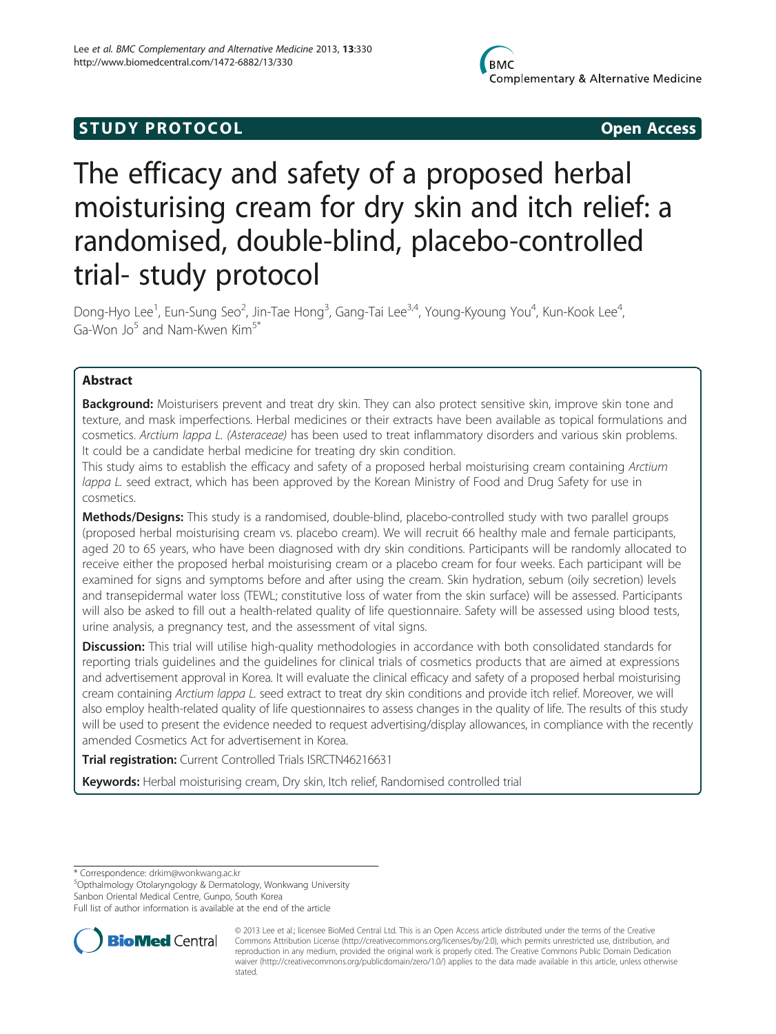STUDY PROTOCOL Open Access

# The efficacy and safety of a proposed herbal moisturising cream for dry skin and itch relief: a randomised, double-blind, placebo-controlled trial- study protocol

Dong-Hyo Lee[1], Eun-Sung Seo[2], Jin-Tae Hong[3], Gang-Tai Lee[3,4], Young-Kyoung You[4], Kun-Kook Lee[4], Ga-Won Jo[5] and Nam-Kwen Kim[5*]

## Abstract

**Background:** Moisturisers prevent and treat dry skin. They can also protect sensitive skin, improve skin tone and texture, and mask imperfections. Herbal medicines or their extracts have been available as topical formulations and cosmetics. *Arctium lappa L. (Asteraceae)* has been used to treat inflammatory disorders and various skin problems. It could be a candidate herbal medicine for treating dry skin condition.

This study aims to establish the efficacy and safety of a proposed herbal moisturising cream containing *Arctium lappa L.* seed extract, which has been approved by the Korean Ministry of Food and Drug Safety for use in cosmetics.

**Methods/Designs:** This study is a randomised, double-blind, placebo-controlled study with two parallel groups (proposed herbal moisturising cream vs. placebo cream). We will recruit 66 healthy male and female participants, aged 20 to 65 years, who have been diagnosed with dry skin conditions. Participants will be randomly allocated to receive either the proposed herbal moisturising cream or a placebo cream for four weeks. Each participant will be examined for signs and symptoms before and after using the cream. Skin hydration, sebum (oily secretion) levels and transepidermal water loss (TEWL; constitutive loss of water from the skin surface) will be assessed. Participants will also be asked to fill out a health-related quality of life questionnaire. Safety will be assessed using blood tests, urine analysis, a pregnancy test, and the assessment of vital signs.

**Discussion:** This trial will utilise high-quality methodologies in accordance with both consolidated standards for reporting trials guidelines and the guidelines for clinical trials of cosmetics products that are aimed at expressions and advertisement approval in Korea. It will evaluate the clinical efficacy and safety of a proposed herbal moisturising cream containing *Arctium lappa L.* seed extract to treat dry skin conditions and provide itch relief. Moreover, we will also employ health-related quality of life questionnaires to assess changes in the quality of life. The results of this study will be used to present the evidence needed to request advertising/display allowances, in compliance with the recently amended Cosmetics Act for advertisement in Korea.

**Trial registration:** Current Controlled Trials ISRCTN46216631

**Keywords:** Herbal moisturising cream, Dry skin, Itch relief, Randomised controlled trial

---

\* Correspondence: drkim@wonkwang.ac.kr
[5]Opthalmology Otolaryngology & Dermatology, Wonkwang University Sanbon Oriental Medical Centre, Gunpo, South Korea
Full list of author information is available at the end of the article

© 2013 Lee et al.; licensee BioMed Central Ltd. This is an Open Access article distributed under the terms of the Creative Commons Attribution License (http://creativecommons.org/licenses/by/2.0), which permits unrestricted use, distribution, and reproduction in any medium, provided the original work is properly cited. The Creative Commons Public Domain Dedication waiver (http://creativecommons.org/publicdomain/zero/1.0/) applies to the data made available in this article, unless otherwise stated.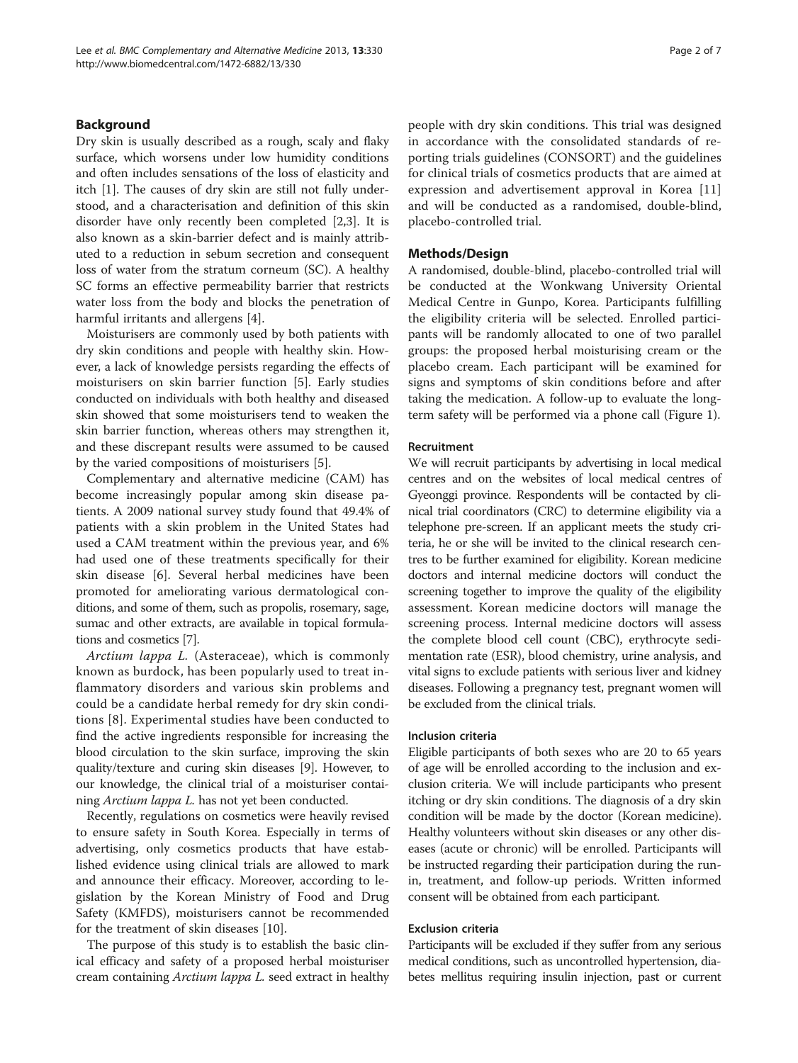## Background

Dry skin is usually described as a rough, scaly and flaky surface, which worsens under low humidity conditions and often includes sensations of the loss of elasticity and itch [1]. The causes of dry skin are still not fully understood, and a characterisation and definition of this skin disorder have only recently been completed [2,3]. It is also known as a skin-barrier defect and is mainly attributed to a reduction in sebum secretion and consequent loss of water from the stratum corneum (SC). A healthy SC forms an effective permeability barrier that restricts water loss from the body and blocks the penetration of harmful irritants and allergens [4].

Moisturisers are commonly used by both patients with dry skin conditions and people with healthy skin. However, a lack of knowledge persists regarding the effects of moisturisers on skin barrier function [5]. Early studies conducted on individuals with both healthy and diseased skin showed that some moisturisers tend to weaken the skin barrier function, whereas others may strengthen it, and these discrepant results were assumed to be caused by the varied compositions of moisturisers [5].

Complementary and alternative medicine (CAM) has become increasingly popular among skin disease patients. A 2009 national survey study found that 49.4% of patients with a skin problem in the United States had used a CAM treatment within the previous year, and 6% had used one of these treatments specifically for their skin disease [6]. Several herbal medicines have been promoted for ameliorating various dermatological conditions, and some of them, such as propolis, rosemary, sage, sumac and other extracts, are available in topical formulations and cosmetics [7].

*Arctium lappa L.* (Asteraceae), which is commonly known as burdock, has been popularly used to treat inflammatory disorders and various skin problems and could be a candidate herbal remedy for dry skin conditions [8]. Experimental studies have been conducted to find the active ingredients responsible for increasing the blood circulation to the skin surface, improving the skin quality/texture and curing skin diseases [9]. However, to our knowledge, the clinical trial of a moisturiser containing *Arctium lappa L.* has not yet been conducted.

Recently, regulations on cosmetics were heavily revised to ensure safety in South Korea. Especially in terms of advertising, only cosmetics products that have established evidence using clinical trials are allowed to mark and announce their efficacy. Moreover, according to legislation by the Korean Ministry of Food and Drug Safety (KMFDS), moisturisers cannot be recommended for the treatment of skin diseases [10].

The purpose of this study is to establish the basic clinical efficacy and safety of a proposed herbal moisturiser cream containing *Arctium lappa L.* seed extract in healthy people with dry skin conditions. This trial was designed in accordance with the consolidated standards of reporting trials guidelines (CONSORT) and the guidelines for clinical trials of cosmetics products that are aimed at expression and advertisement approval in Korea [11] and will be conducted as a randomised, double-blind, placebo-controlled trial.

## Methods/Design

A randomised, double-blind, placebo-controlled trial will be conducted at the Wonkwang University Oriental Medical Centre in Gunpo, Korea. Participants fulfilling the eligibility criteria will be selected. Enrolled participants will be randomly allocated to one of two parallel groups: the proposed herbal moisturising cream or the placebo cream. Each participant will be examined for signs and symptoms of skin conditions before and after taking the medication. A follow-up to evaluate the long-term safety will be performed via a phone call (Figure 1).

### Recruitment

We will recruit participants by advertising in local medical centres and on the websites of local medical centres of Gyeonggi province. Respondents will be contacted by clinical trial coordinators (CRC) to determine eligibility via a telephone pre-screen. If an applicant meets the study criteria, he or she will be invited to the clinical research centres to be further examined for eligibility. Korean medicine doctors and internal medicine doctors will conduct the screening together to improve the quality of the eligibility assessment. Korean medicine doctors will manage the screening process. Internal medicine doctors will assess the complete blood cell count (CBC), erythrocyte sedimentation rate (ESR), blood chemistry, urine analysis, and vital signs to exclude patients with serious liver and kidney diseases. Following a pregnancy test, pregnant women will be excluded from the clinical trials.

### Inclusion criteria

Eligible participants of both sexes who are 20 to 65 years of age will be enrolled according to the inclusion and exclusion criteria. We will include participants who present itching or dry skin conditions. The diagnosis of a dry skin condition will be made by the doctor (Korean medicine). Healthy volunteers without skin diseases or any other diseases (acute or chronic) will be enrolled. Participants will be instructed regarding their participation during the run-in, treatment, and follow-up periods. Written informed consent will be obtained from each participant.

### Exclusion criteria

Participants will be excluded if they suffer from any serious medical conditions, such as uncontrolled hypertension, diabetes mellitus requiring insulin injection, past or current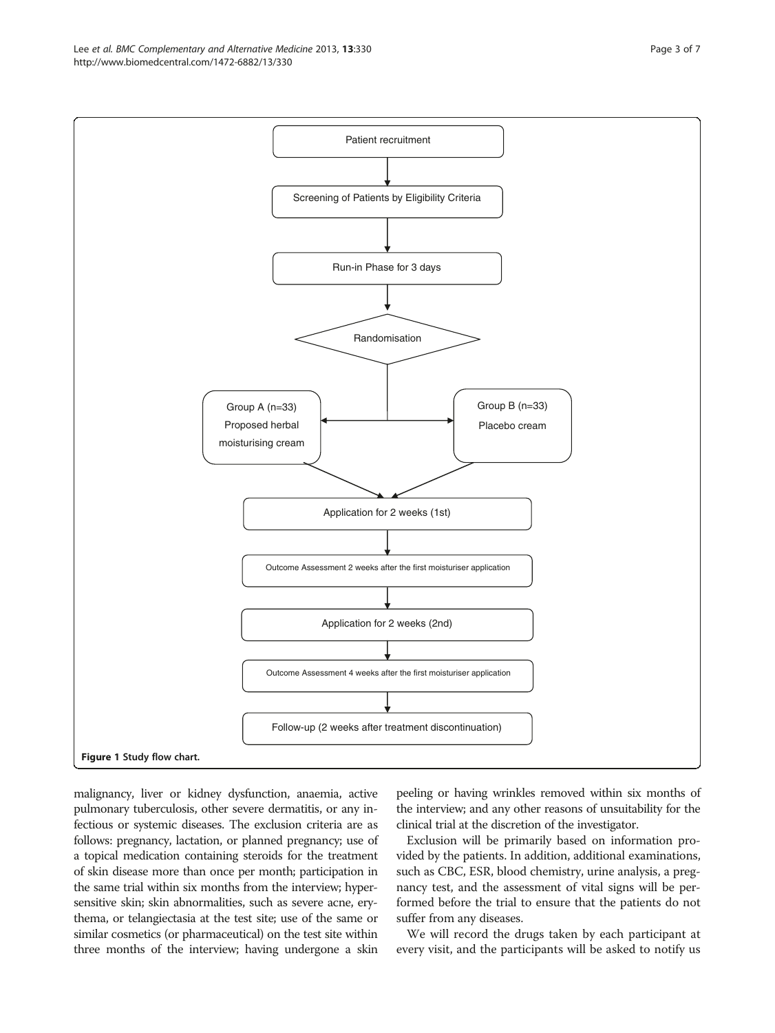Patient recruitment

Screening of Patients by Eligibility Criteria

Run-in Phase for 3 days

Randomisation

Group A (n=33) Proposed herbal moisturising cream

Group B (n=33) Placebo cream

Application for 2 weeks (1st)

Outcome Assessment 2 weeks after the first moisturiser application

Application for 2 weeks (2nd)

Outcome Assessment 4 weeks after the first moisturiser application

Follow-up (2 weeks after treatment discontinuation)

**Figure 1 Study flow chart.**

malignancy, liver or kidney dysfunction, anaemia, active pulmonary tuberculosis, other severe dermatitis, or any infectious or systemic diseases. The exclusion criteria are as follows: pregnancy, lactation, or planned pregnancy; use of a topical medication containing steroids for the treatment of skin disease more than once per month; participation in the same trial within six months from the interview; hypersensitive skin; skin abnormalities, such as severe acne, erythema, or telangiectasia at the test site; use of the same or similar cosmetics (or pharmaceutical) on the test site within three months of the interview; having undergone a skin peeling or having wrinkles removed within six months of the interview; and any other reasons of unsuitability for the clinical trial at the discretion of the investigator.

Exclusion will be primarily based on information provided by the patients. In addition, additional examinations, such as CBC, ESR, blood chemistry, urine analysis, a pregnancy test, and the assessment of vital signs will be performed before the trial to ensure that the patients do not suffer from any diseases.

We will record the drugs taken by each participant at every visit, and the participants will be asked to notify us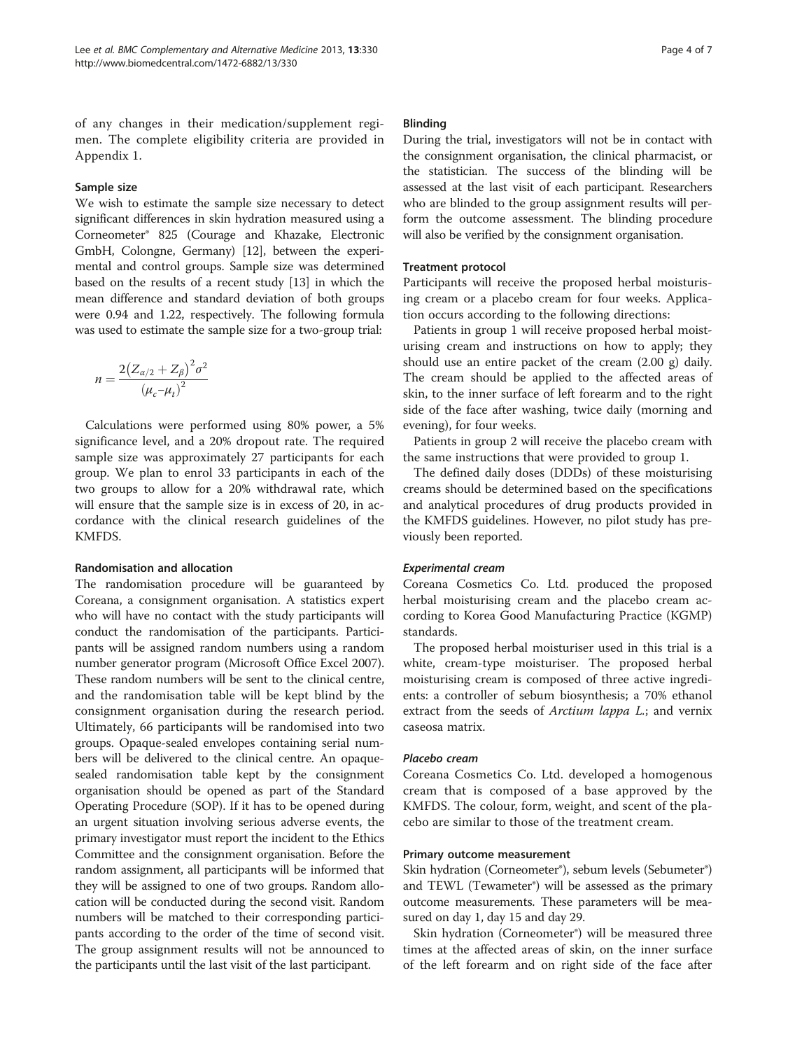of any changes in their medication/supplement regimen. The complete eligibility criteria are provided in Appendix 1.

### Sample size

We wish to estimate the sample size necessary to detect significant differences in skin hydration measured using a Corneometer® 825 (Courage and Khazake, Electronic GmbH, Colongne, Germany) [12], between the experimental and control groups. Sample size was determined based on the results of a recent study [13] in which the mean difference and standard deviation of both groups were 0.94 and 1.22, respectively. The following formula was used to estimate the sample size for a two-group trial:

$$n = \frac{2\left(Z_{\alpha/2} + Z_{\beta}\right)^2 \sigma^2}{\left(\mu_c - \mu_t\right)^2}$$

Calculations were performed using 80% power, a 5% significance level, and a 20% dropout rate. The required sample size was approximately 27 participants for each group. We plan to enrol 33 participants in each of the two groups to allow for a 20% withdrawal rate, which will ensure that the sample size is in excess of 20, in accordance with the clinical research guidelines of the KMFDS.

### Randomisation and allocation

The randomisation procedure will be guaranteed by Coreana, a consignment organisation. A statistics expert who will have no contact with the study participants will conduct the randomisation of the participants. Participants will be assigned random numbers using a random number generator program (Microsoft Office Excel 2007). These random numbers will be sent to the clinical centre, and the randomisation table will be kept blind by the consignment organisation during the research period. Ultimately, 66 participants will be randomised into two groups. Opaque-sealed envelopes containing serial numbers will be delivered to the clinical centre. An opaque-sealed randomisation table kept by the consignment organisation should be opened as part of the Standard Operating Procedure (SOP). If it has to be opened during an urgent situation involving serious adverse events, the primary investigator must report the incident to the Ethics Committee and the consignment organisation. Before the random assignment, all participants will be informed that they will be assigned to one of two groups. Random allocation will be conducted during the second visit. Random numbers will be matched to their corresponding participants according to the order of the time of second visit. The group assignment results will not be announced to the participants until the last visit of the last participant.

### Blinding

During the trial, investigators will not be in contact with the consignment organisation, the clinical pharmacist, or the statistician. The success of the blinding will be assessed at the last visit of each participant. Researchers who are blinded to the group assignment results will perform the outcome assessment. The blinding procedure will also be verified by the consignment organisation.

### Treatment protocol

Participants will receive the proposed herbal moisturising cream or a placebo cream for four weeks. Application occurs according to the following directions:

Patients in group 1 will receive proposed herbal moisturising cream and instructions on how to apply; they should use an entire packet of the cream (2.00 g) daily. The cream should be applied to the affected areas of skin, to the inner surface of left forearm and to the right side of the face after washing, twice daily (morning and evening), for four weeks.

Patients in group 2 will receive the placebo cream with the same instructions that were provided to group 1.

The defined daily doses (DDDs) of these moisturising creams should be determined based on the specifications and analytical procedures of drug products provided in the KMFDS guidelines. However, no pilot study has previously been reported.

#### *Experimental cream*

Coreana Cosmetics Co. Ltd. produced the proposed herbal moisturising cream and the placebo cream according to Korea Good Manufacturing Practice (KGMP) standards.

The proposed herbal moisturiser used in this trial is a white, cream-type moisturiser. The proposed herbal moisturising cream is composed of three active ingredients: a controller of sebum biosynthesis; a 70% ethanol extract from the seeds of *Arctium lappa L.*; and vernix caseosa matrix.

#### *Placebo cream*

Coreana Cosmetics Co. Ltd. developed a homogenous cream that is composed of a base approved by the KMFDS. The colour, form, weight, and scent of the placebo are similar to those of the treatment cream.

### Primary outcome measurement

Skin hydration (Corneometer®), sebum levels (Sebumeter®) and TEWL (Tewameter®) will be assessed as the primary outcome measurements. These parameters will be measured on day 1, day 15 and day 29.

Skin hydration (Corneometer®) will be measured three times at the affected areas of skin, on the inner surface of the left forearm and on right side of the face after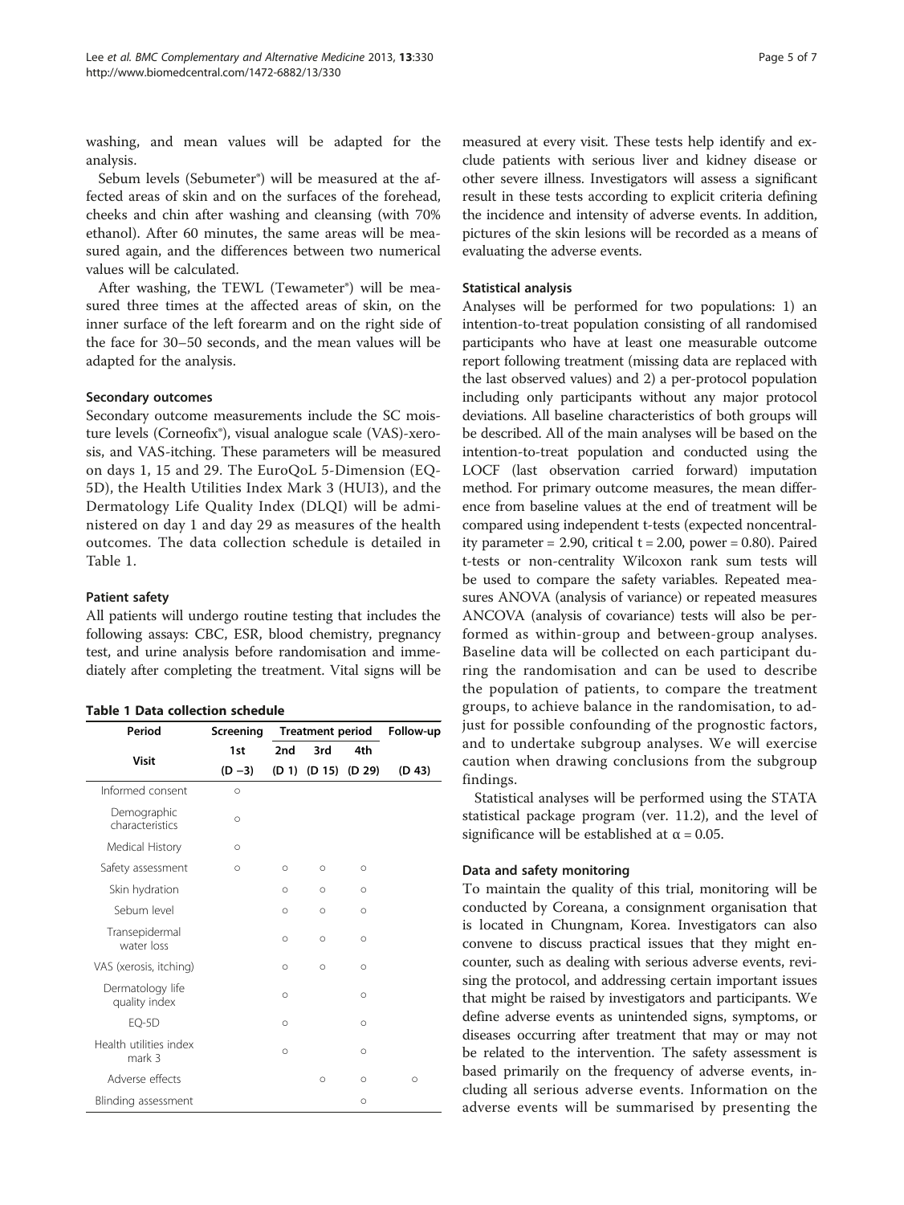washing, and mean values will be adapted for the analysis.

Sebum levels (Sebumeter®) will be measured at the affected areas of skin and on the surfaces of the forehead, cheeks and chin after washing and cleansing (with 70% ethanol). After 60 minutes, the same areas will be measured again, and the differences between two numerical values will be calculated.

After washing, the TEWL (Tewameter®) will be measured three times at the affected areas of skin, on the inner surface of the left forearm and on the right side of the face for 30–50 seconds, and the mean values will be adapted for the analysis.

#### Secondary outcomes

Secondary outcome measurements include the SC moisture levels (Corneofix®), visual analogue scale (VAS)-xerosis, and VAS-itching. These parameters will be measured on days 1, 15 and 29. The EuroQoL 5-Dimension (EQ-5D), the Health Utilities Index Mark 3 (HUI3), and the Dermatology Life Quality Index (DLQI) will be administered on day 1 and day 29 as measures of the health outcomes. The data collection schedule is detailed in Table 1.

#### Patient safety

All patients will undergo routine testing that includes the following assays: CBC, ESR, blood chemistry, pregnancy test, and urine analysis before randomisation and immediately after completing the treatment. Vital signs will be measured at every visit. These tests help identify and exclude patients with serious liver and kidney disease or other severe illness. Investigators will assess a significant result in these tests according to explicit criteria defining the incidence and intensity of adverse events. In addition, pictures of the skin lesions will be recorded as a means of evaluating the adverse events.

**Table 1 Data collection schedule**

| Period | Screening | Treatment period | | | Follow-up |
|---|---|---|---|---|---|
| Visit | 1st | 2nd | 3rd | 4th | |
| | (D −3) | (D 1) | (D 15) | (D 29) | (D 43) |
| Informed consent | ○ | | | | |
| Demographic characteristics | ○ | | | | |
| Medical History | ○ | | | | |
| Safety assessment | ○ | ○ | ○ | ○ | |
| Skin hydration | | ○ | ○ | ○ | |
| Sebum level | | ○ | ○ | ○ | |
| Transepidermal water loss | | ○ | ○ | ○ | |
| VAS (xerosis, itching) | | ○ | ○ | ○ | |
| Dermatology life quality index | | ○ | | ○ | |
| EQ-5D | | ○ | | ○ | |
| Health utilities index mark 3 | | ○ | | ○ | |
| Adverse effects | | | ○ | ○ | ○ |
| Blinding assessment | | | | ○ | |

#### Statistical analysis

Analyses will be performed for two populations: 1) an intention-to-treat population consisting of all randomised participants who have at least one measurable outcome report following treatment (missing data are replaced with the last observed values) and 2) a per-protocol population including only participants without any major protocol deviations. All baseline characteristics of both groups will be described. All of the main analyses will be based on the intention-to-treat population and conducted using the LOCF (last observation carried forward) imputation method. For primary outcome measures, the mean difference from baseline values at the end of treatment will be compared using independent t-tests (expected noncentrality parameter = 2.90, critical t = 2.00, power = 0.80). Paired t-tests or non-centrality Wilcoxon rank sum tests will be used to compare the safety variables. Repeated measures ANOVA (analysis of variance) or repeated measures ANCOVA (analysis of covariance) tests will also be performed as within-group and between-group analyses. Baseline data will be collected on each participant during the randomisation and can be used to describe the population of patients, to compare the treatment groups, to achieve balance in the randomisation, to adjust for possible confounding of the prognostic factors, and to undertake subgroup analyses. We will exercise caution when drawing conclusions from the subgroup findings.

Statistical analyses will be performed using the STATA statistical package program (ver. 11.2), and the level of significance will be established at $\alpha = 0.05$.

#### Data and safety monitoring

To maintain the quality of this trial, monitoring will be conducted by Coreana, a consignment organisation that is located in Chungnam, Korea. Investigators can also convene to discuss practical issues that they might encounter, such as dealing with serious adverse events, revising the protocol, and addressing certain important issues that might be raised by investigators and participants. We define adverse events as unintended signs, symptoms, or diseases occurring after treatment that may or may not be related to the intervention. The safety assessment is based primarily on the frequency of adverse events, including all serious adverse events. Information on the adverse events will be summarised by presenting the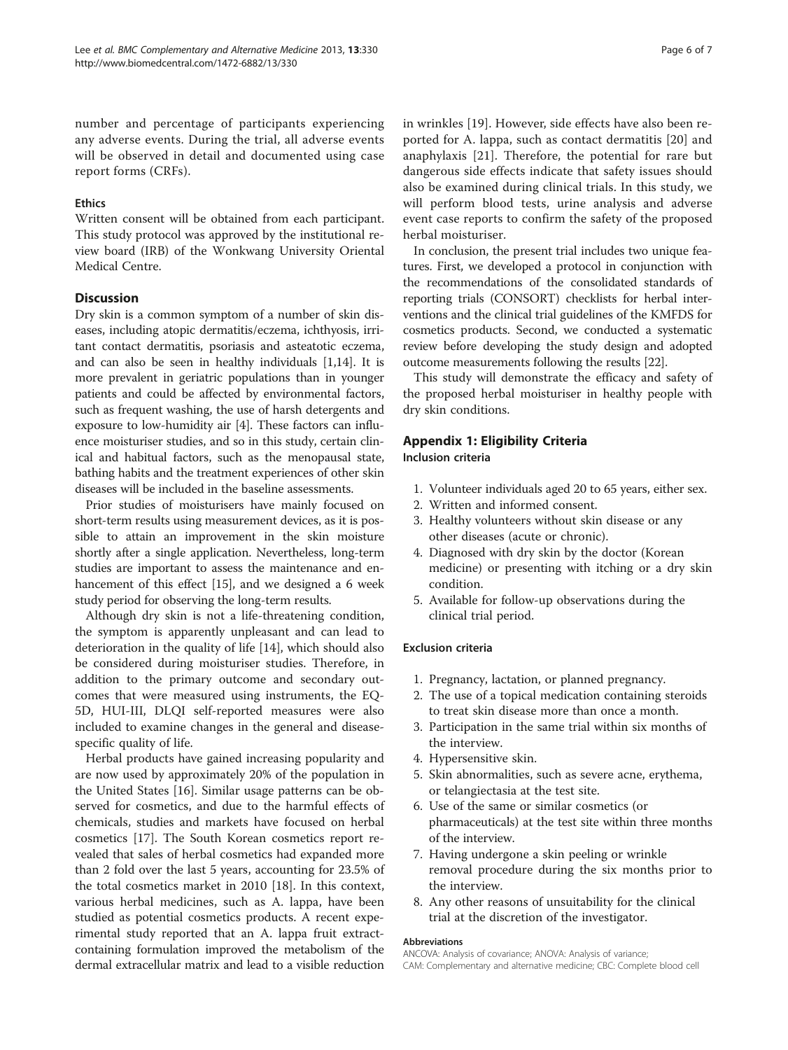number and percentage of participants experiencing any adverse events. During the trial, all adverse events will be observed in detail and documented using case report forms (CRFs).

### Ethics

Written consent will be obtained from each participant. This study protocol was approved by the institutional review board (IRB) of the Wonkwang University Oriental Medical Centre.

## Discussion

Dry skin is a common symptom of a number of skin diseases, including atopic dermatitis/eczema, ichthyosis, irritant contact dermatitis, psoriasis and asteatotic eczema, and can also be seen in healthy individuals [1,14]. It is more prevalent in geriatric populations than in younger patients and could be affected by environmental factors, such as frequent washing, the use of harsh detergents and exposure to low-humidity air [4]. These factors can influence moisturiser studies, and so in this study, certain clinical and habitual factors, such as the menopausal state, bathing habits and the treatment experiences of other skin diseases will be included in the baseline assessments.

Prior studies of moisturisers have mainly focused on short-term results using measurement devices, as it is possible to attain an improvement in the skin moisture shortly after a single application. Nevertheless, long-term studies are important to assess the maintenance and enhancement of this effect [15], and we designed a 6 week study period for observing the long-term results.

Although dry skin is not a life-threatening condition, the symptom is apparently unpleasant and can lead to deterioration in the quality of life [14], which should also be considered during moisturiser studies. Therefore, in addition to the primary outcome and secondary outcomes that were measured using instruments, the EQ-5D, HUI-III, DLQI self-reported measures were also included to examine changes in the general and disease-specific quality of life.

Herbal products have gained increasing popularity and are now used by approximately 20% of the population in the United States [16]. Similar usage patterns can be observed for cosmetics, and due to the harmful effects of chemicals, studies and markets have focused on herbal cosmetics [17]. The South Korean cosmetics report revealed that sales of herbal cosmetics had expanded more than 2 fold over the last 5 years, accounting for 23.5% of the total cosmetics market in 2010 [18]. In this context, various herbal medicines, such as A. lappa, have been studied as potential cosmetics products. A recent experimental study reported that an A. lappa fruit extract-containing formulation improved the metabolism of the dermal extracellular matrix and lead to a visible reduction in wrinkles [19]. However, side effects have also been reported for A. lappa, such as contact dermatitis [20] and anaphylaxis [21]. Therefore, the potential for rare but dangerous side effects indicate that safety issues should also be examined during clinical trials. In this study, we will perform blood tests, urine analysis and adverse event case reports to confirm the safety of the proposed herbal moisturiser.

In conclusion, the present trial includes two unique features. First, we developed a protocol in conjunction with the recommendations of the consolidated standards of reporting trials (CONSORT) checklists for herbal interventions and the clinical trial guidelines of the KMFDS for cosmetics products. Second, we conducted a systematic review before developing the study design and adopted outcome measurements following the results [22].

This study will demonstrate the efficacy and safety of the proposed herbal moisturiser in healthy people with dry skin conditions.

## Appendix 1: Eligibility Criteria

### Inclusion criteria

1. Volunteer individuals aged 20 to 65 years, either sex.
2. Written and informed consent.
3. Healthy volunteers without skin disease or any other diseases (acute or chronic).
4. Diagnosed with dry skin by the doctor (Korean medicine) or presenting with itching or a dry skin condition.
5. Available for follow-up observations during the clinical trial period.

### Exclusion criteria

1. Pregnancy, lactation, or planned pregnancy.
2. The use of a topical medication containing steroids to treat skin disease more than once a month.
3. Participation in the same trial within six months of the interview.
4. Hypersensitive skin.
5. Skin abnormalities, such as severe acne, erythema, or telangiectasia at the test site.
6. Use of the same or similar cosmetics (or pharmaceuticals) at the test site within three months of the interview.
7. Having undergone a skin peeling or wrinkle removal procedure during the six months prior to the interview.
8. Any other reasons of unsuitability for the clinical trial at the discretion of the investigator.

#### Abbreviations

ANCOVA: Analysis of covariance; ANOVA: Analysis of variance; CAM: Complementary and alternative medicine; CBC: Complete blood cell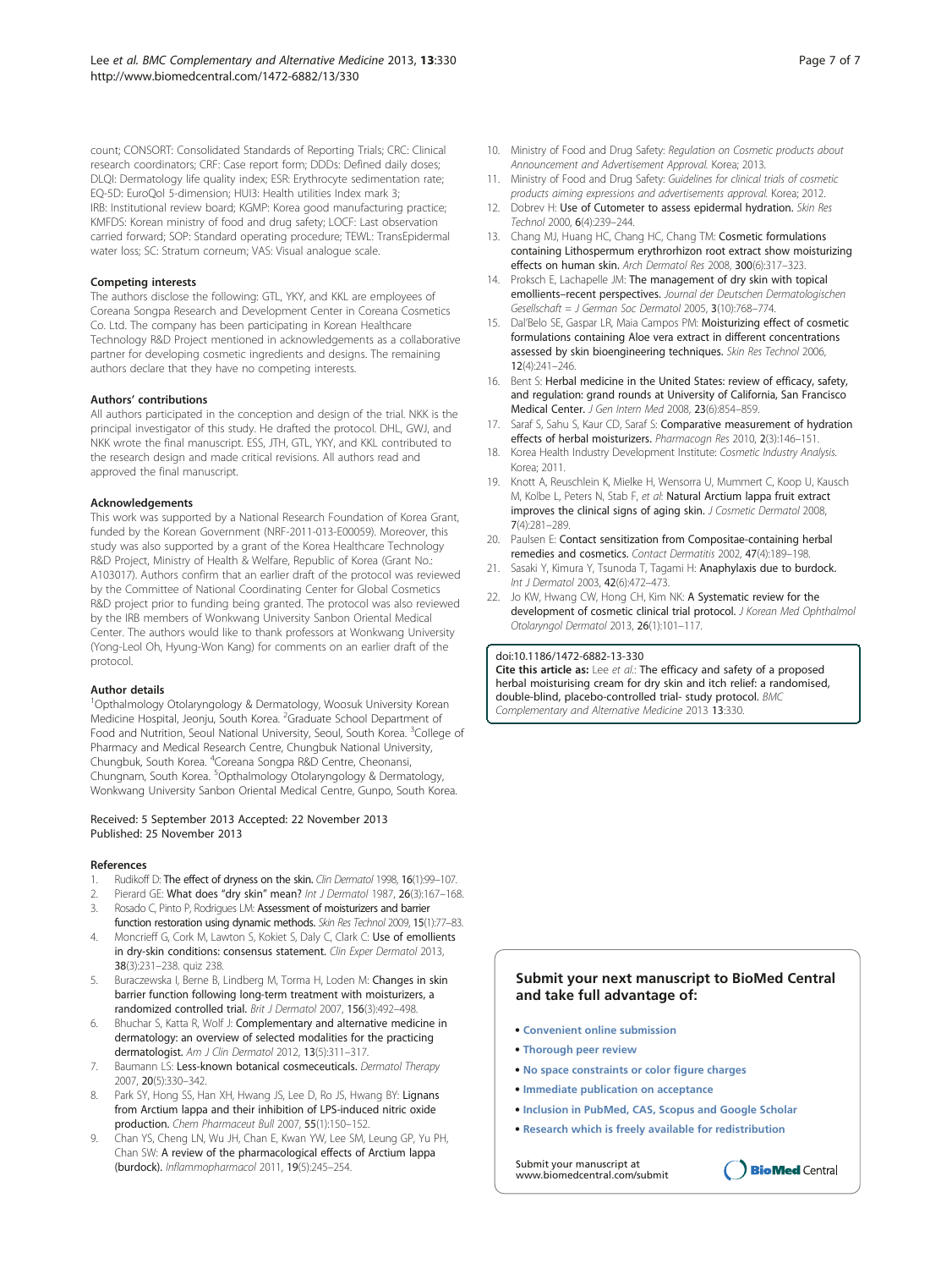count; CONSORT: Consolidated Standards of Reporting Trials; CRC: Clinical research coordinators; CRF: Case report form; DDDs: Defined daily doses; DLQI: Dermatology life quality index; ESR: Erythrocyte sedimentation rate; EQ-5D: EuroQol 5-dimension; HUI3: Health utilities Index mark 3; IRB: Institutional review board; KGMP: Korea good manufacturing practice; KMFDS: Korean ministry of food and drug safety; LOCF: Last observation carried forward; SOP: Standard operating procedure; TEWL: TransEpidermal water loss; SC: Stratum corneum; VAS: Visual analogue scale.

### Competing interests

The authors disclose the following: GTL, YKY, and KKL are employees of Coreana Songpa Research and Development Center in Coreana Cosmetics Co. Ltd. The company has been participating in Korean Healthcare Technology R&D Project mentioned in acknowledgements as a collaborative partner for developing cosmetic ingredients and designs. The remaining authors declare that they have no competing interests.

### Authors' contributions

All authors participated in the conception and design of the trial. NKK is the principal investigator of this study. He drafted the protocol. DHL, GWJ, and NKK wrote the final manuscript. ESS, JTH, GTL, YKY, and KKL contributed to the research design and made critical revisions. All authors read and approved the final manuscript.

### Acknowledgements

This work was supported by a National Research Foundation of Korea Grant, funded by the Korean Government (NRF-2011-013-E00059). Moreover, this study was also supported by a grant of the Korea Healthcare Technology R&D Project, Ministry of Health & Welfare, Republic of Korea (Grant No.: A103017). Authors confirm that an earlier draft of the protocol was reviewed by the Committee of National Coordinating Center for Global Cosmetics R&D project prior to funding being granted. The protocol was also reviewed by the IRB members of Wonkwang University Sanbon Oriental Medical Center. The authors would like to thank professors at Wonkwang University (Yong-Leol Oh, Hyung-Won Kang) for comments on an earlier draft of the protocol.

### Author details

[1]Opthalmology Otolaryngology & Dermatology, Woosuk University Korean Medicine Hospital, Jeonju, South Korea. [2]Graduate School Department of Food and Nutrition, Seoul National University, Seoul, South Korea. [3]College of Pharmacy and Medical Research Centre, Chungbuk National University, Chungbuk, South Korea. [4]Coreana Songpa R&D Centre, Cheonansi, Chungnam, South Korea. [5]Opthalmology Otolaryngology & Dermatology, Wonkwang University Sanbon Oriental Medical Centre, Gunpo, South Korea.

Received: 5 September 2013 Accepted: 22 November 2013
Published: 25 November 2013

### References

1. Rudikoff D: **The effect of dryness on the skin.** *Clin Dermatol* 1998, **16**(1):99–107.
2. Pierard GE: **What does "dry skin" mean?** *Int J Dermatol* 1987, **26**(3):167–168.
3. Rosado C, Pinto P, Rodrigues LM: **Assessment of moisturizers and barrier function restoration using dynamic methods.** *Skin Res Technol* 2009, **15**(1):77–83.
4. Moncrieff G, Cork M, Lawton S, Kokiet S, Daly C, Clark C: **Use of emollients in dry-skin conditions: consensus statement.** *Clin Exper Dermatol* 2013, **38**(3):231–238. quiz 238.
5. Buraczewska I, Berne B, Lindberg M, Torma H, Loden M: **Changes in skin barrier function following long-term treatment with moisturizers, a randomized controlled trial.** *Brit J Dermatol* 2007, **156**(3):492–498.
6. Bhuchar S, Katta R, Wolf J: **Complementary and alternative medicine in dermatology: an overview of selected modalities for the practicing dermatologist.** *Am J Clin Dermatol* 2012, **13**(5):311–317.
7. Baumann LS: **Less-known botanical cosmeceuticals.** *Dermatol Therapy* 2007, **20**(5):330–342.
8. Park SY, Hong SS, Han XH, Hwang JS, Lee D, Ro JS, Hwang BY: **Lignans from Arctium lappa and their inhibition of LPS-induced nitric oxide production.** *Chem Pharmaceut Bull* 2007, **55**(1):150–152.
9. Chan YS, Cheng LN, Wu JH, Chan E, Kwan YW, Lee SM, Leung GP, Yu PH, Chan SW: **A review of the pharmacological effects of Arctium lappa (burdock).** *Inflammopharmacol* 2011, **19**(5):245–254.
10. Ministry of Food and Drug Safety: *Regulation on Cosmetic products about Announcement and Advertisement Approval.* Korea; 2013.
11. Ministry of Food and Drug Safety: *Guidelines for clinical trials of cosmetic products aiming expressions and advertisements approval.* Korea; 2012.
12. Dobrev H: **Use of Cutometer to assess epidermal hydration.** *Skin Res Technol* 2000, **6**(4):239–244.
13. Chang MJ, Huang HC, Chang HC, Chang TM: **Cosmetic formulations containing Lithospermum erythrorhizon root extract show moisturizing effects on human skin.** *Arch Dermatol Res* 2008, **300**(6):317–323.
14. Proksch E, Lachapelle JM: **The management of dry skin with topical emollients–recent perspectives.** *Journal der Deutschen Dermatologischen Gesellschaft = J German Soc Dermatol* 2005, **3**(10):768–774.
15. Dal'Belo SE, Gaspar LR, Maia Campos PM: **Moisturizing effect of cosmetic formulations containing Aloe vera extract in different concentrations assessed by skin bioengineering techniques.** *Skin Res Technol* 2006, **12**(4):241–246.
16. Bent S: **Herbal medicine in the United States: review of efficacy, safety, and regulation: grand rounds at University of California, San Francisco Medical Center.** *J Gen Intern Med* 2008, **23**(6):854–859.
17. Saraf S, Sahu S, Kaur CD, Saraf S: **Comparative measurement of hydration effects of herbal moisturizers.** *Pharmacogn Res* 2010, **2**(3):146–151.
18. Korea Health Industry Development Institute: *Cosmetic Industry Analysis.* Korea; 2011.
19. Knott A, Reuschlein K, Mielke H, Wensorra U, Mummert C, Koop U, Kausch M, Kolbe L, Peters N, Stab F, *et al*: **Natural Arctium lappa fruit extract improves the clinical signs of aging skin.** *J Cosmetic Dermatol* 2008, **7**(4):281–289.
20. Paulsen E: **Contact sensitization from Compositae-containing herbal remedies and cosmetics.** *Contact Dermatitis* 2002, **47**(4):189–198.
21. Sasaki Y, Kimura Y, Tsunoda T, Tagami H: **Anaphylaxis due to burdock.** *Int J Dermatol* 2003, **42**(6):472–473.
22. Jo KW, Hwang CW, Hong CH, Kim NK: **A Systematic review for the development of cosmetic clinical trial protocol.** *J Korean Med Ophthalmol Otolaryngol Dermatol* 2013, **26**(1):101–117.

doi:10.1186/1472-6882-13-330
**Cite this article as:** Lee *et al.*: The efficacy and safety of a proposed herbal moisturising cream for dry skin and itch relief: a randomised, double-blind, placebo-controlled trial- study protocol. *BMC Complementary and Alternative Medicine* 2013 **13**:330.

**Submit your next manuscript to BioMed Central and take full advantage of:**

- **Convenient online submission**
- **Thorough peer review**
- **No space constraints or color figure charges**
- **Immediate publication on acceptance**
- **Inclusion in PubMed, CAS, Scopus and Google Scholar**
- **Research which is freely available for redistribution**

Submit your manuscript at
www.biomedcentral.com/submit

BioMed Central